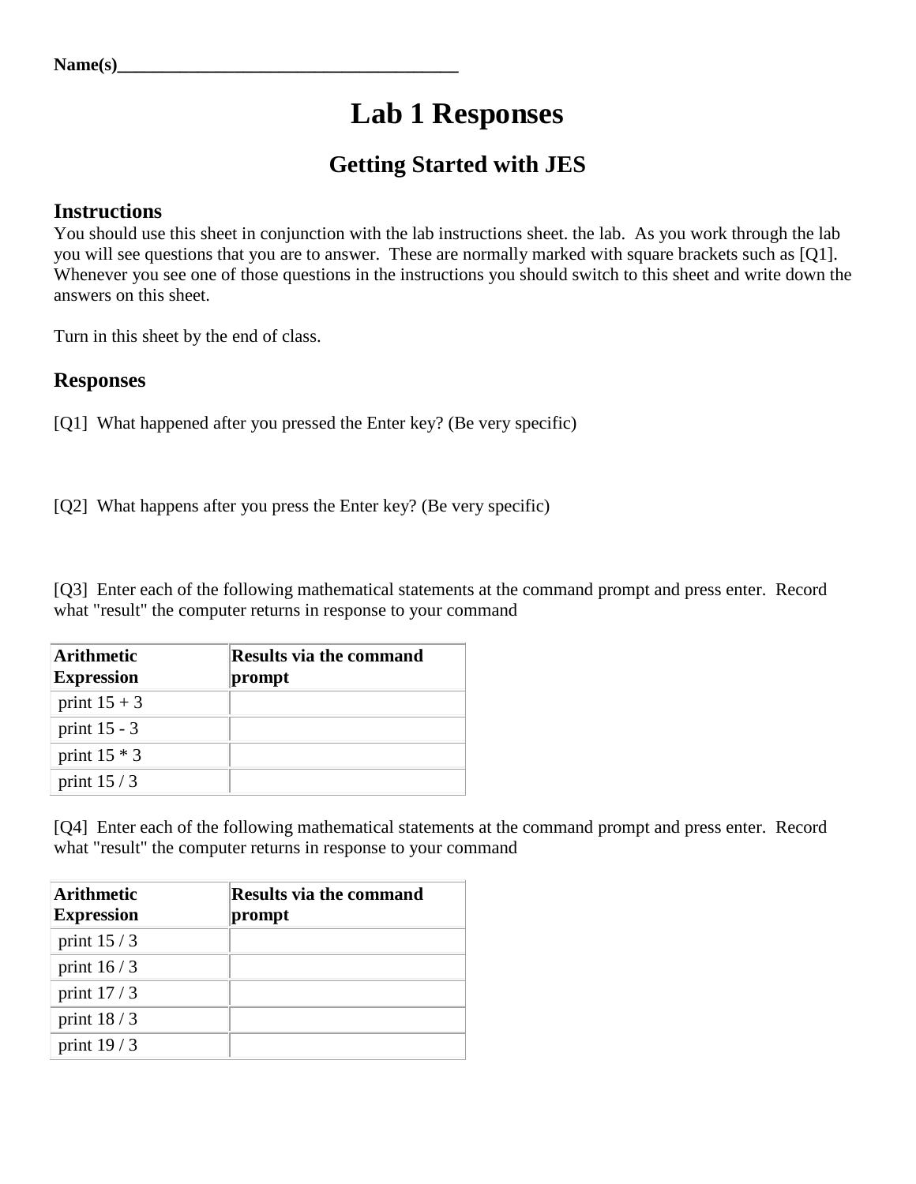Name(s)______________________________________

# Lab 1 Responses

## Getting Started with JES

### Instructions

You should use this sheet in conjunction with the lab instructions sheet. the lab. As you work through the lab you will see questions that you are to answer. These are normally marked with square brackets such as [Q1]. Whenever you see one of those questions in the instructions you should switch to this sheet and write down the answers on this sheet.

Turn in this sheet by the end of class.

### Responses

[Q1] What happened after you pressed the Enter key? (Be very specific)

[Q2] What happens after you press the Enter key? (Be very specific)

[Q3] Enter each of the following mathematical statements at the command prompt and press enter. Record what "result" the computer returns in response to your command

| **Arithmetic Expression** | **Results via the command prompt** |
|---|---|
| print 15 + 3 | |
| print 15 - 3 | |
| print 15 * 3 | |
| print 15 / 3 | |

[Q4] Enter each of the following mathematical statements at the command prompt and press enter. Record what "result" the computer returns in response to your command

| **Arithmetic Expression** | **Results via the command prompt** |
|---|---|
| print 15 / 3 | |
| print 16 / 3 | |
| print 17 / 3 | |
| print 18 / 3 | |
| print 19 / 3 | |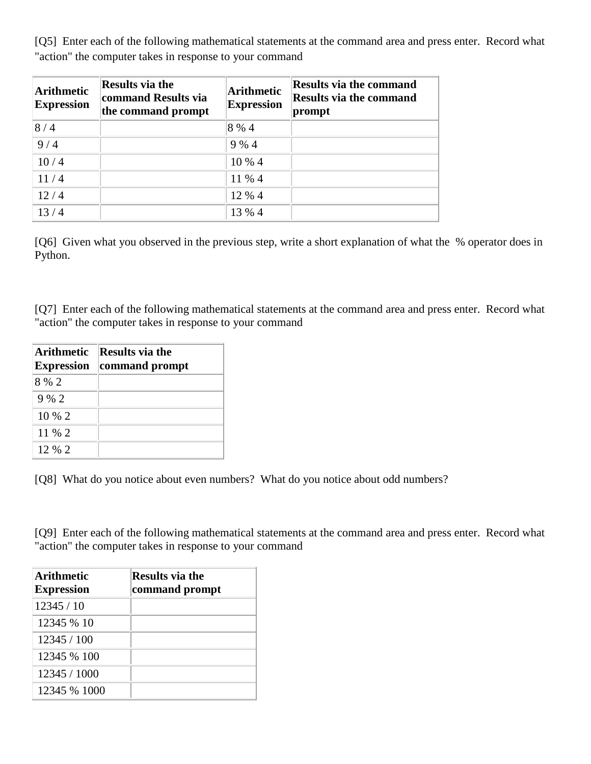[Q5] Enter each of the following mathematical statements at the command area and press enter. Record what "action" the computer takes in response to your command

| Arithmetic Expression | Results via the command Results via the command prompt | Arithmetic Expression | Results via the command Results via the command prompt |
| --- | --- | --- | --- |
| 8 / 4 | | 8 % 4 | |
| 9 / 4 | | 9 % 4 | |
| 10 / 4 | | 10 % 4 | |
| 11 / 4 | | 11 % 4 | |
| 12 / 4 | | 12 % 4 | |
| 13 / 4 | | 13 % 4 | |

[Q6] Given what you observed in the previous step, write a short explanation of what the % operator does in Python.

[Q7] Enter each of the following mathematical statements at the command area and press enter. Record what "action" the computer takes in response to your command

| Arithmetic Expression | Results via the command prompt |
| --- | --- |
| 8 % 2 | |
| 9 % 2 | |
| 10 % 2 | |
| 11 % 2 | |
| 12 % 2 | |

[Q8] What do you notice about even numbers? What do you notice about odd numbers?

[Q9] Enter each of the following mathematical statements at the command area and press enter. Record what "action" the computer takes in response to your command

| Arithmetic Expression | Results via the command prompt |
| --- | --- |
| 12345 / 10 | |
| 12345 % 10 | |
| 12345 / 100 | |
| 12345 % 100 | |
| 12345 / 1000 | |
| 12345 % 1000 | |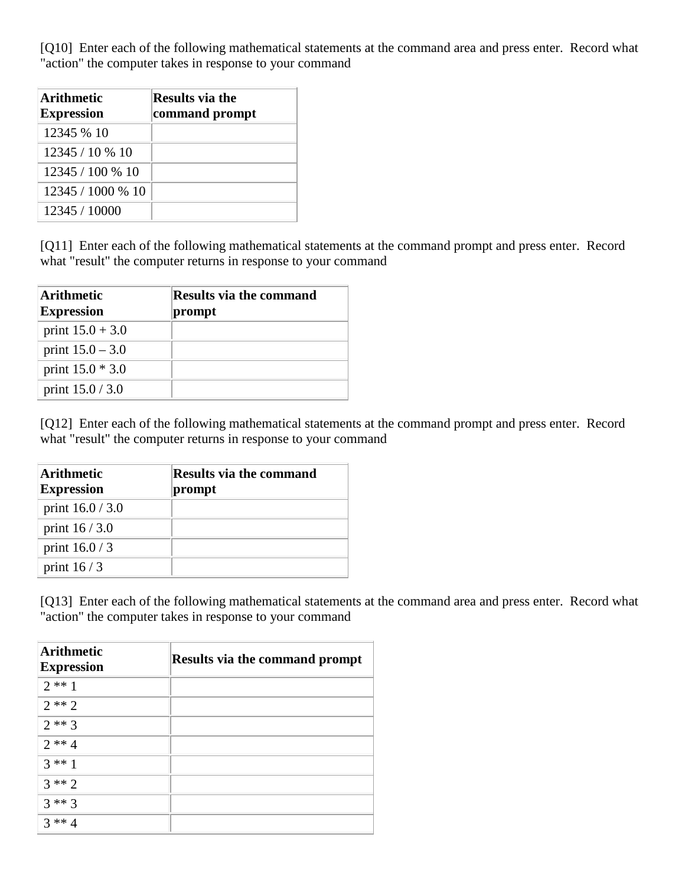[Q10]  Enter each of the following mathematical statements at the command area and press enter.  Record what "action" the computer takes in response to your command

| Arithmetic Expression | Results via the command prompt |
| --- | --- |
| 12345 % 10 | |
| 12345 / 10 % 10 | |
| 12345 / 100 % 10 | |
| 12345 / 1000 % 10 | |
| 12345 / 10000 | |

[Q11]  Enter each of the following mathematical statements at the command prompt and press enter.  Record what "result" the computer returns in response to your command

| Arithmetic Expression | Results via the command prompt |
| --- | --- |
| print 15.0 + 3.0 | |
| print 15.0 – 3.0 | |
| print 15.0 * 3.0 | |
| print 15.0 / 3.0 | |

[Q12]  Enter each of the following mathematical statements at the command prompt and press enter.  Record what "result" the computer returns in response to your command

| Arithmetic Expression | Results via the command prompt |
| --- | --- |
| print 16.0 / 3.0 | |
| print 16 / 3.0 | |
| print 16.0 / 3 | |
| print 16 / 3 | |

[Q13]  Enter each of the following mathematical statements at the command area and press enter.  Record what "action" the computer takes in response to your command

| Arithmetic Expression | Results via the command prompt |
| --- | --- |
| 2 ** 1 | |
| 2 ** 2 | |
| 2 ** 3 | |
| 2 ** 4 | |
| 3 ** 1 | |
| 3 ** 2 | |
| 3 ** 3 | |
| 3 ** 4 | |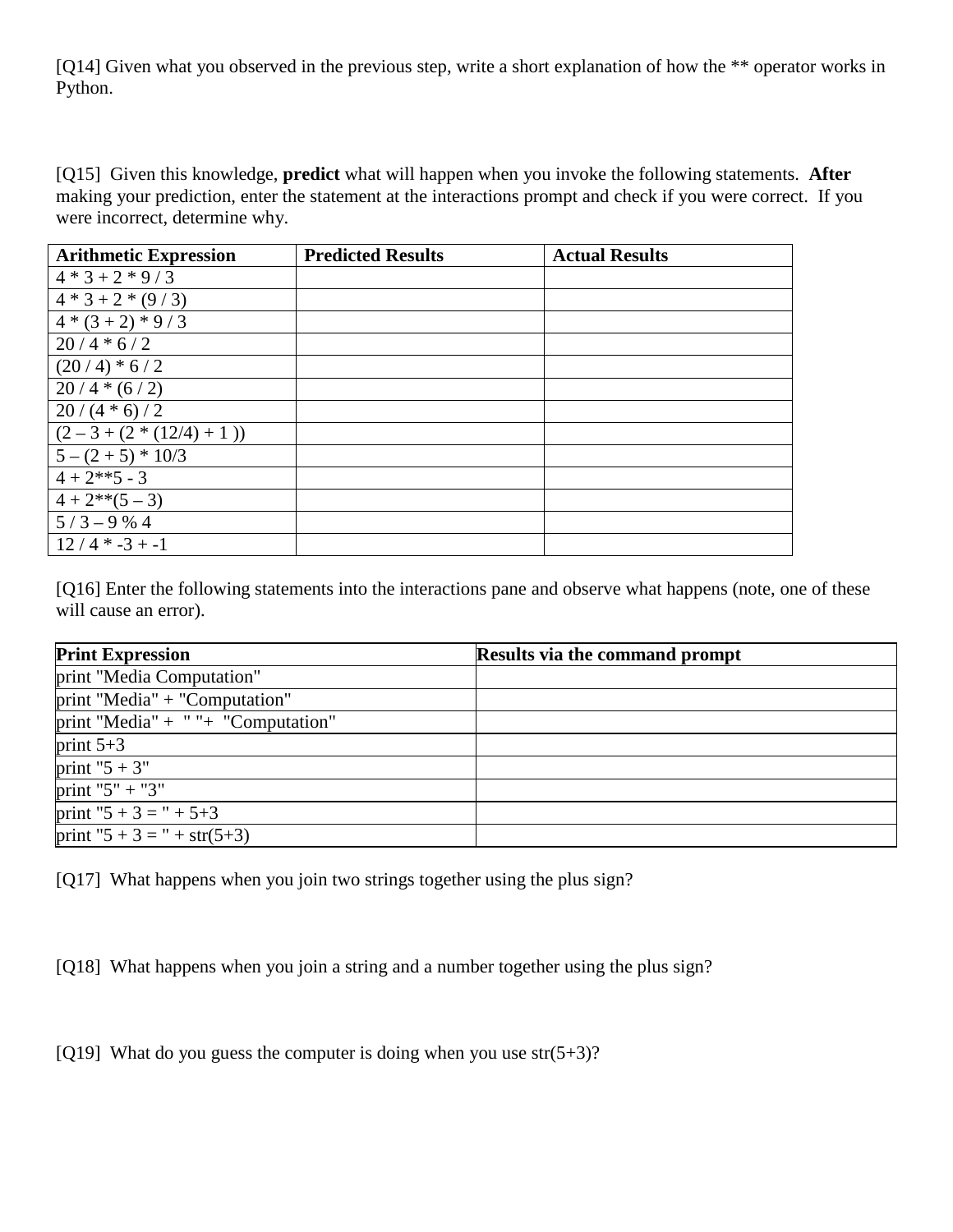[Q14] Given what you observed in the previous step, write a short explanation of how the ** operator works in Python.

[Q15] Given this knowledge, **predict** what will happen when you invoke the following statements. **After** making your prediction, enter the statement at the interactions prompt and check if you were correct. If you were incorrect, determine why.

| Arithmetic Expression | Predicted Results | Actual Results |
|---|---|---|
| 4 * 3 + 2 * 9 / 3 | | |
| 4 * 3 + 2 * (9 / 3) | | |
| 4 * (3 + 2) * 9 / 3 | | |
| 20 / 4 * 6 / 2 | | |
| (20 / 4) * 6 / 2 | | |
| 20 / 4 * (6 / 2) | | |
| 20 / (4 * 6) / 2 | | |
| (2 – 3 + (2 * (12/4) + 1 )) | | |
| 5 – (2 + 5) * 10/3 | | |
| 4 + 2**5 - 3 | | |
| 4 + 2**(5 – 3) | | |
| 5 / 3 – 9 % 4 | | |
| 12 / 4 * -3 + -1 | | |

[Q16] Enter the following statements into the interactions pane and observe what happens (note, one of these will cause an error).

| Print Expression | Results via the command prompt |
|---|---|
| print "Media Computation" | |
| print "Media" + "Computation" | |
| print "Media" + " "+ "Computation" | |
| print 5+3 | |
| print "5 + 3" | |
| print "5" + "3" | |
| print "5 + 3 = " + 5+3 | |
| print "5 + 3 = " + str(5+3) | |

[Q17] What happens when you join two strings together using the plus sign?

[Q18] What happens when you join a string and a number together using the plus sign?

[Q19] What do you guess the computer is doing when you use str(5+3)?